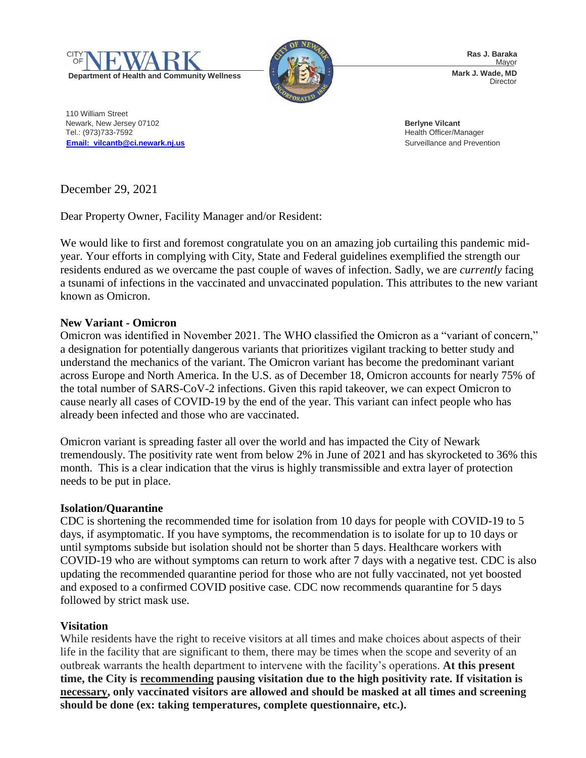CITY OF NEWARK
**Department of Health and Community Wellness**

**Ras J. Baraka**
Mayor

**Mark J. Wade, MD**
Director

110 William Street
Newark, New Jersey 07102
Tel.: (973)733-7592
**Email: vilcantb@ci.newark.nj.us**

**Berlyne Vilcant**
Health Officer/Manager
Surveillance and Prevention

December 29, 2021

Dear Property Owner, Facility Manager and/or Resident:

We would like to first and foremost congratulate you on an amazing job curtailing this pandemic mid-year. Your efforts in complying with City, State and Federal guidelines exemplified the strength our residents endured as we overcame the past couple of waves of infection. Sadly, we are *currently* facing a tsunami of infections in the vaccinated and unvaccinated population. This attributes to the new variant known as Omicron.

**New Variant - Omicron**

Omicron was identified in November 2021. The WHO classified the Omicron as a "variant of concern," a designation for potentially dangerous variants that prioritizes vigilant tracking to better study and understand the mechanics of the variant. The Omicron variant has become the predominant variant across Europe and North America. In the U.S. as of December 18, Omicron accounts for nearly 75% of the total number of SARS-CoV-2 infections. Given this rapid takeover, we can expect Omicron to cause nearly all cases of COVID-19 by the end of the year. This variant can infect people who has already been infected and those who are vaccinated.

Omicron variant is spreading faster all over the world and has impacted the City of Newark tremendously. The positivity rate went from below 2% in June of 2021 and has skyrocketed to 36% this month. This is a clear indication that the virus is highly transmissible and extra layer of protection needs to be put in place.

**Isolation/Quarantine**

CDC is shortening the recommended time for isolation from 10 days for people with COVID-19 to 5 days, if asymptomatic. If you have symptoms, the recommendation is to isolate for up to 10 days or until symptoms subside but isolation should not be shorter than 5 days. Healthcare workers with COVID-19 who are without symptoms can return to work after 7 days with a negative test. CDC is also updating the recommended quarantine period for those who are not fully vaccinated, not yet boosted and exposed to a confirmed COVID positive case. CDC now recommends quarantine for 5 days followed by strict mask use.

**Visitation**

While residents have the right to receive visitors at all times and make choices about aspects of their life in the facility that are significant to them, there may be times when the scope and severity of an outbreak warrants the health department to intervene with the facility's operations. **At this present time, the City is <u>recommending</u> pausing visitation due to the high positivity rate. If visitation is <u>necessary</u>, only vaccinated visitors are allowed and should be masked at all times and screening should be done (ex: taking temperatures, complete questionnaire, etc.).**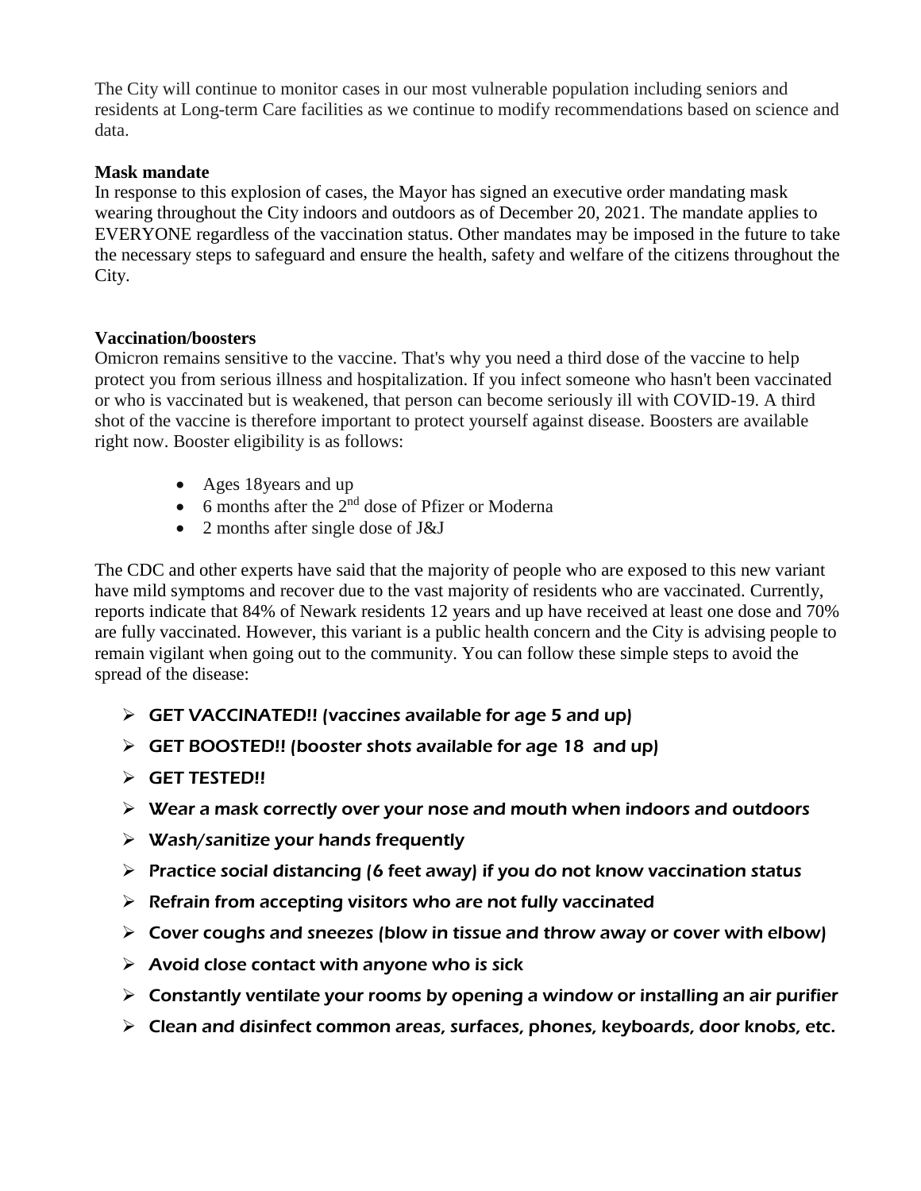The City will continue to monitor cases in our most vulnerable population including seniors and residents at Long-term Care facilities as we continue to modify recommendations based on science and data.

**Mask mandate**

In response to this explosion of cases, the Mayor has signed an executive order mandating mask wearing throughout the City indoors and outdoors as of December 20, 2021. The mandate applies to EVERYONE regardless of the vaccination status. Other mandates may be imposed in the future to take the necessary steps to safeguard and ensure the health, safety and welfare of the citizens throughout the City.

**Vaccination/boosters**

Omicron remains sensitive to the vaccine. That's why you need a third dose of the vaccine to help protect you from serious illness and hospitalization. If you infect someone who hasn't been vaccinated or who is vaccinated but is weakened, that person can become seriously ill with COVID-19. A third shot of the vaccine is therefore important to protect yourself against disease. Boosters are available right now. Booster eligibility is as follows:

- Ages 18years and up
- 6 months after the 2nd dose of Pfizer or Moderna
- 2 months after single dose of J&J

The CDC and other experts have said that the majority of people who are exposed to this new variant have mild symptoms and recover due to the vast majority of residents who are vaccinated. Currently, reports indicate that 84% of Newark residents 12 years and up have received at least one dose and 70% are fully vaccinated. However, this variant is a public health concern and the City is advising people to remain vigilant when going out to the community. You can follow these simple steps to avoid the spread of the disease:

- GET VACCINATED!! (vaccines available for age 5 and up)
- GET BOOSTED!! (booster shots available for age 18 and up)
- GET TESTED!!
- Wear a mask correctly over your nose and mouth when indoors and outdoors
- Wash/sanitize your hands frequently
- Practice social distancing (6 feet away) if you do not know vaccination status
- Refrain from accepting visitors who are not fully vaccinated
- Cover coughs and sneezes (blow in tissue and throw away or cover with elbow)
- Avoid close contact with anyone who is sick
- Constantly ventilate your rooms by opening a window or installing an air purifier
- Clean and disinfect common areas, surfaces, phones, keyboards, door knobs, etc.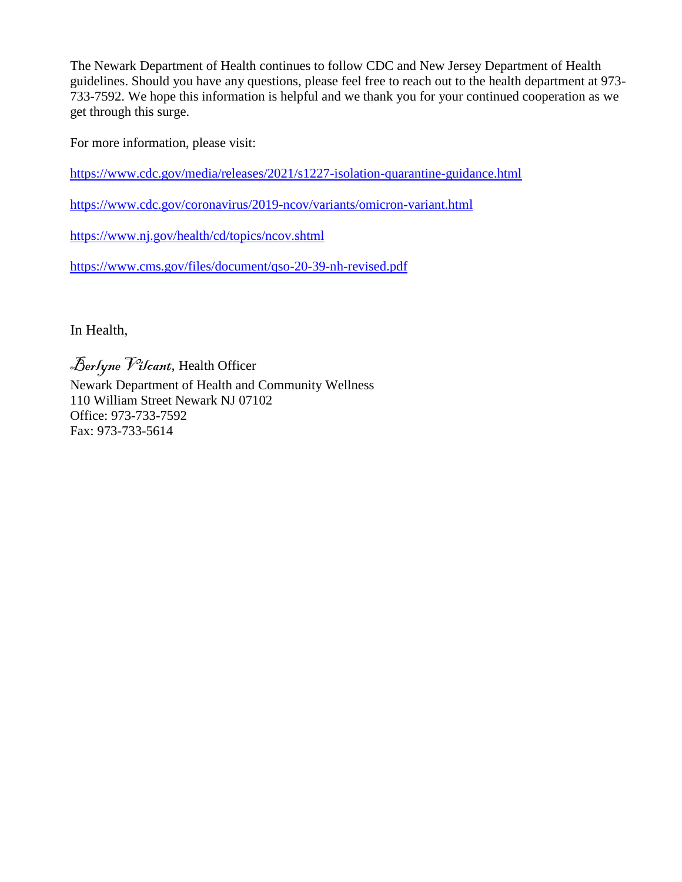The Newark Department of Health continues to follow CDC and New Jersey Department of Health guidelines. Should you have any questions, please feel free to reach out to the health department at 973-733-7592. We hope this information is helpful and we thank you for your continued cooperation as we get through this surge.

For more information, please visit:

https://www.cdc.gov/media/releases/2021/s1227-isolation-quarantine-guidance.html

https://www.cdc.gov/coronavirus/2019-ncov/variants/omicron-variant.html

https://www.nj.gov/health/cd/topics/ncov.shtml

https://www.cms.gov/files/document/qso-20-39-nh-revised.pdf

In Health,

*Berlyne Vilcant*, Health Officer
Newark Department of Health and Community Wellness
110 William Street Newark NJ 07102
Office: 973-733-7592
Fax: 973-733-5614